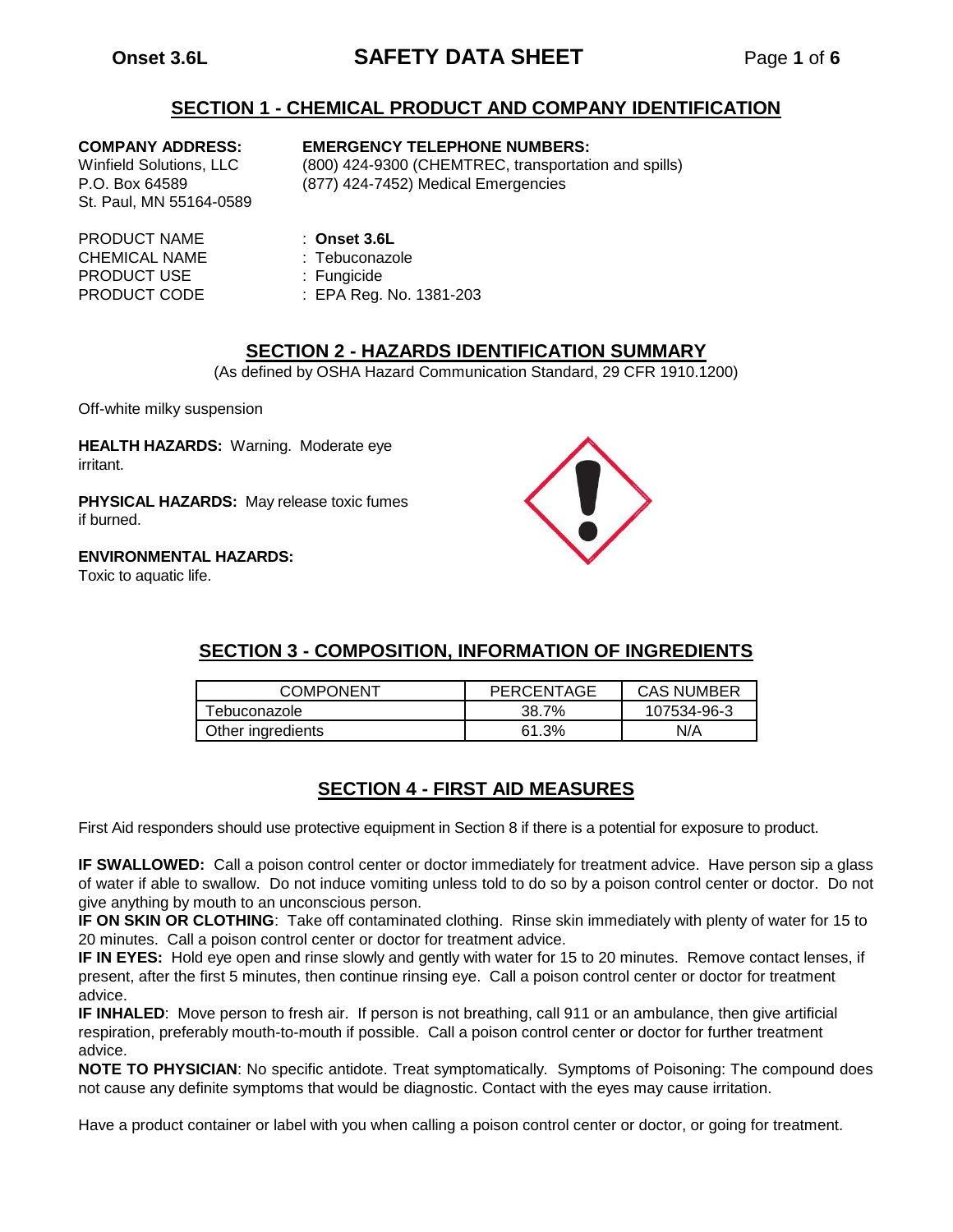## SECTION 1 - CHEMICAL PRODUCT AND COMPANY IDENTIFICATION

**COMPANY ADDRESS:**
Winfield Solutions, LLC
P.O. Box 64589
St. Paul, MN 55164-0589

**EMERGENCY TELEPHONE NUMBERS:**
(800) 424-9300 (CHEMTREC, transportation and spills)
(877) 424-7452) Medical Emergencies

PRODUCT NAME : **Onset 3.6L**
CHEMICAL NAME : Tebuconazole
PRODUCT USE : Fungicide
PRODUCT CODE : EPA Reg. No. 1381-203

## SECTION 2 - HAZARDS IDENTIFICATION SUMMARY

(As defined by OSHA Hazard Communication Standard, 29 CFR 1910.1200)

Off-white milky suspension

**HEALTH HAZARDS:** Warning. Moderate eye irritant.

**PHYSICAL HAZARDS:** May release toxic fumes if burned.

**ENVIRONMENTAL HAZARDS:**
Toxic to aquatic life.

## SECTION 3 - COMPOSITION, INFORMATION OF INGREDIENTS

| COMPONENT | PERCENTAGE | CAS NUMBER |
|---|---|---|
| Tebuconazole | 38.7% | 107534-96-3 |
| Other ingredients | 61.3% | N/A |

## SECTION 4 - FIRST AID MEASURES

First Aid responders should use protective equipment in Section 8 if there is a potential for exposure to product.

**IF SWALLOWED:** Call a poison control center or doctor immediately for treatment advice. Have person sip a glass of water if able to swallow. Do not induce vomiting unless told to do so by a poison control center or doctor. Do not give anything by mouth to an unconscious person.
**IF ON SKIN OR CLOTHING**: Take off contaminated clothing. Rinse skin immediately with plenty of water for 15 to 20 minutes. Call a poison control center or doctor for treatment advice.
**IF IN EYES:** Hold eye open and rinse slowly and gently with water for 15 to 20 minutes. Remove contact lenses, if present, after the first 5 minutes, then continue rinsing eye. Call a poison control center or doctor for treatment advice.
**IF INHALED**: Move person to fresh air. If person is not breathing, call 911 or an ambulance, then give artificial respiration, preferably mouth-to-mouth if possible. Call a poison control center or doctor for further treatment advice.
**NOTE TO PHYSICIAN**: No specific antidote. Treat symptomatically. Symptoms of Poisoning: The compound does not cause any definite symptoms that would be diagnostic. Contact with the eyes may cause irritation.

Have a product container or label with you when calling a poison control center or doctor, or going for treatment.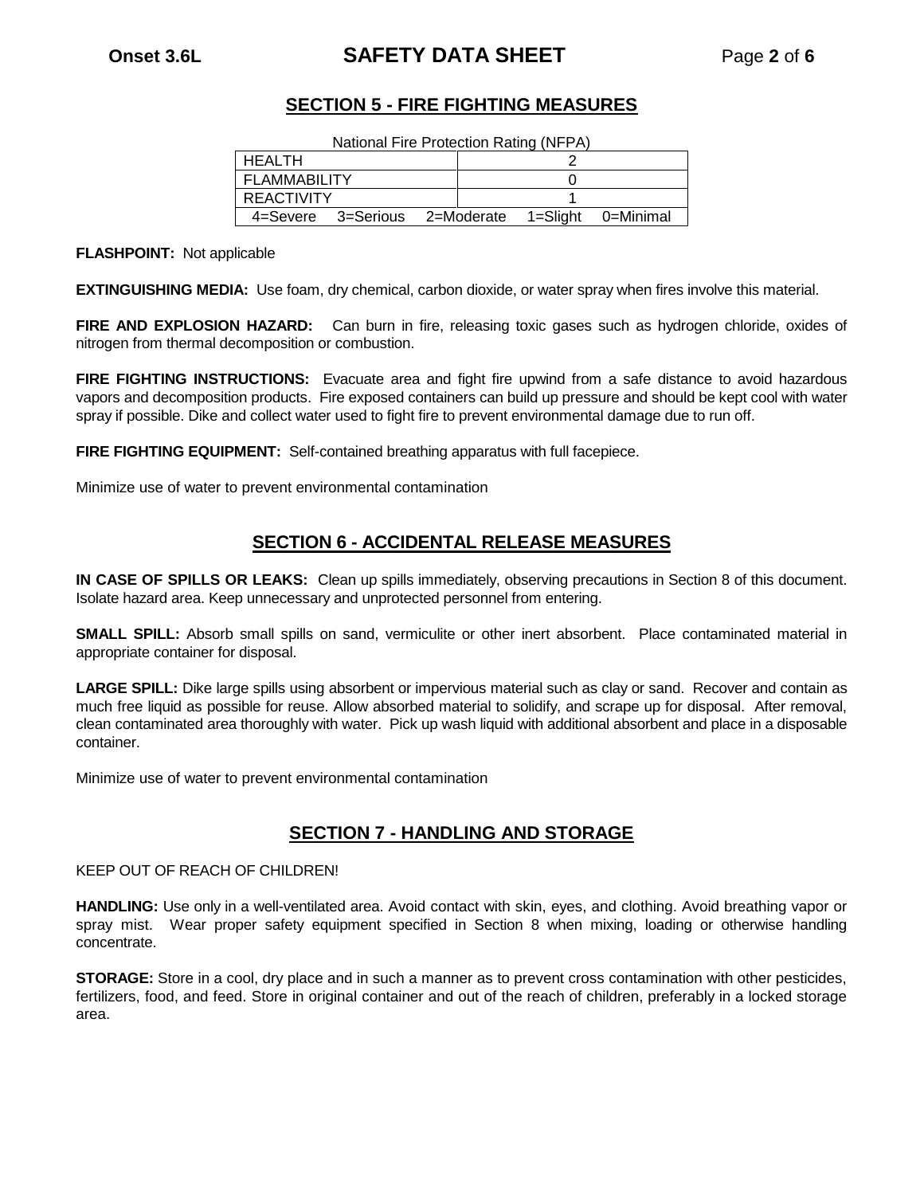## SECTION 5 - FIRE FIGHTING MEASURES

National Fire Protection Rating (NFPA)

| HEALTH | 2 |
|---|---|
| FLAMMABILITY | 0 |
| REACTIVITY | 1 |
| 4=Severe 3=Serious 2=Moderate 1=Slight 0=Minimal | |

**FLASHPOINT:** Not applicable

**EXTINGUISHING MEDIA:** Use foam, dry chemical, carbon dioxide, or water spray when fires involve this material.

**FIRE AND EXPLOSION HAZARD:** Can burn in fire, releasing toxic gases such as hydrogen chloride, oxides of nitrogen from thermal decomposition or combustion.

**FIRE FIGHTING INSTRUCTIONS:** Evacuate area and fight fire upwind from a safe distance to avoid hazardous vapors and decomposition products. Fire exposed containers can build up pressure and should be kept cool with water spray if possible. Dike and collect water used to fight fire to prevent environmental damage due to run off.

**FIRE FIGHTING EQUIPMENT:** Self-contained breathing apparatus with full facepiece.

Minimize use of water to prevent environmental contamination

## SECTION 6 - ACCIDENTAL RELEASE MEASURES

**IN CASE OF SPILLS OR LEAKS:** Clean up spills immediately, observing precautions in Section 8 of this document. Isolate hazard area. Keep unnecessary and unprotected personnel from entering.

**SMALL SPILL:** Absorb small spills on sand, vermiculite or other inert absorbent. Place contaminated material in appropriate container for disposal.

**LARGE SPILL:** Dike large spills using absorbent or impervious material such as clay or sand. Recover and contain as much free liquid as possible for reuse. Allow absorbed material to solidify, and scrape up for disposal. After removal, clean contaminated area thoroughly with water. Pick up wash liquid with additional absorbent and place in a disposable container.

Minimize use of water to prevent environmental contamination

## SECTION 7 - HANDLING AND STORAGE

KEEP OUT OF REACH OF CHILDREN!

**HANDLING:** Use only in a well-ventilated area. Avoid contact with skin, eyes, and clothing. Avoid breathing vapor or spray mist. Wear proper safety equipment specified in Section 8 when mixing, loading or otherwise handling concentrate.

**STORAGE:** Store in a cool, dry place and in such a manner as to prevent cross contamination with other pesticides, fertilizers, food, and feed. Store in original container and out of the reach of children, preferably in a locked storage area.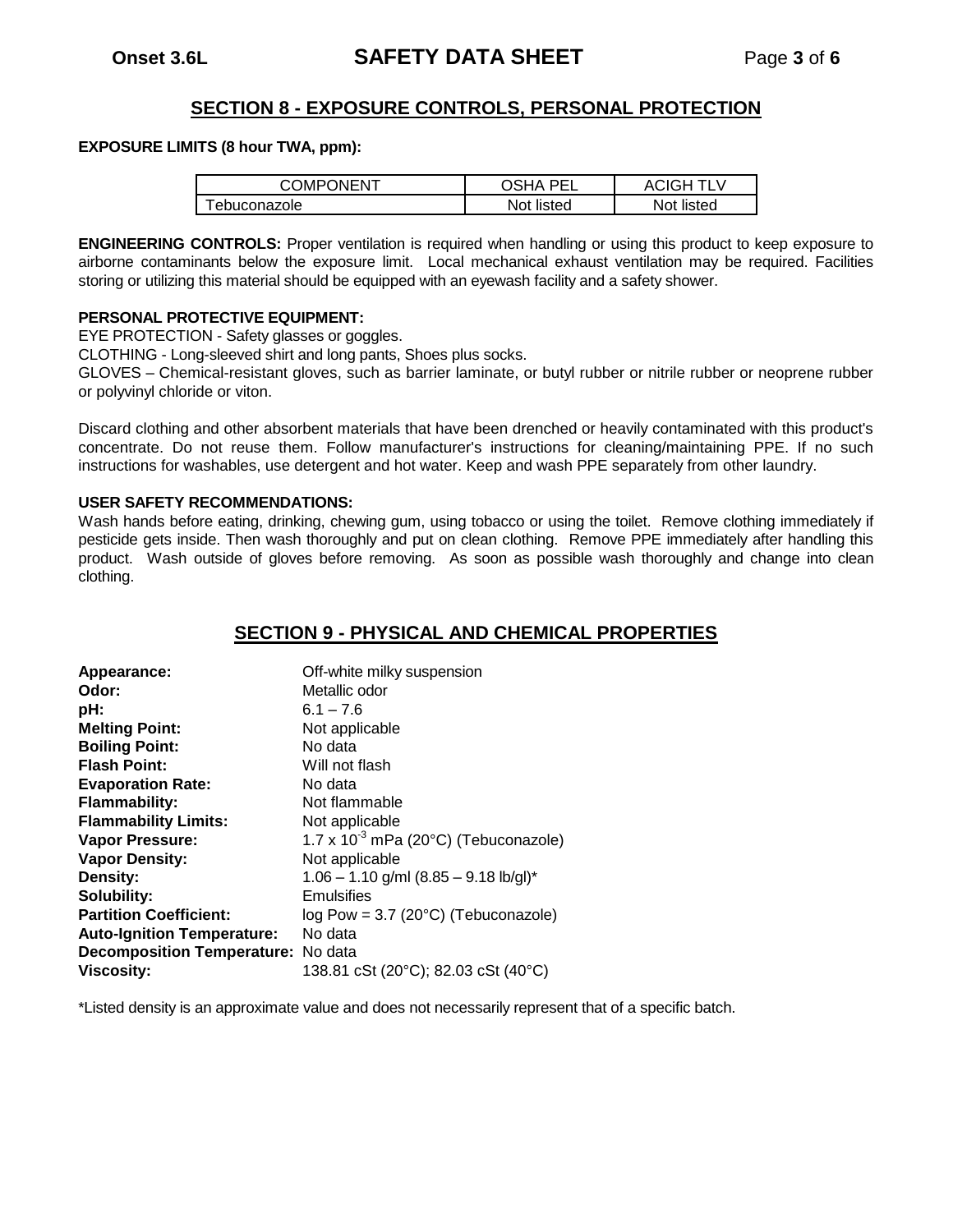## SECTION 8 - EXPOSURE CONTROLS, PERSONAL PROTECTION

**EXPOSURE LIMITS (8 hour TWA, ppm):**

| COMPONENT | OSHA PEL | ACIGH TLV |
|---|---|---|
| Tebuconazole | Not listed | Not listed |

**ENGINEERING CONTROLS:** Proper ventilation is required when handling or using this product to keep exposure to airborne contaminants below the exposure limit. Local mechanical exhaust ventilation may be required. Facilities storing or utilizing this material should be equipped with an eyewash facility and a safety shower.

**PERSONAL PROTECTIVE EQUIPMENT:**

EYE PROTECTION - Safety glasses or goggles.

CLOTHING - Long-sleeved shirt and long pants, Shoes plus socks.

GLOVES – Chemical-resistant gloves, such as barrier laminate, or butyl rubber or nitrile rubber or neoprene rubber or polyvinyl chloride or viton.

Discard clothing and other absorbent materials that have been drenched or heavily contaminated with this product's concentrate. Do not reuse them. Follow manufacturer's instructions for cleaning/maintaining PPE. If no such instructions for washables, use detergent and hot water. Keep and wash PPE separately from other laundry.

**USER SAFETY RECOMMENDATIONS:**

Wash hands before eating, drinking, chewing gum, using tobacco or using the toilet. Remove clothing immediately if pesticide gets inside. Then wash thoroughly and put on clean clothing. Remove PPE immediately after handling this product. Wash outside of gloves before removing. As soon as possible wash thoroughly and change into clean clothing.

## SECTION 9 - PHYSICAL AND CHEMICAL PROPERTIES

**Appearance:** Off-white milky suspension
**Odor:** Metallic odor
**pH:** 6.1 – 7.6
**Melting Point:** Not applicable
**Boiling Point:** No data
**Flash Point:** Will not flash
**Evaporation Rate:** No data
**Flammability:** Not flammable
**Flammability Limits:** Not applicable
**Vapor Pressure:** 1.7 x $10^{-3}$ mPa (20°C) (Tebuconazole)
**Vapor Density:** Not applicable
**Density:** 1.06 – 1.10 g/ml (8.85 – 9.18 lb/gl)*
**Solubility:** Emulsifies
**Partition Coefficient:** log Pow = 3.7 (20°C) (Tebuconazole)
**Auto-Ignition Temperature:** No data
**Decomposition Temperature:** No data
**Viscosity:** 138.81 cSt (20°C); 82.03 cSt (40°C)

*Listed density is an approximate value and does not necessarily represent that of a specific batch.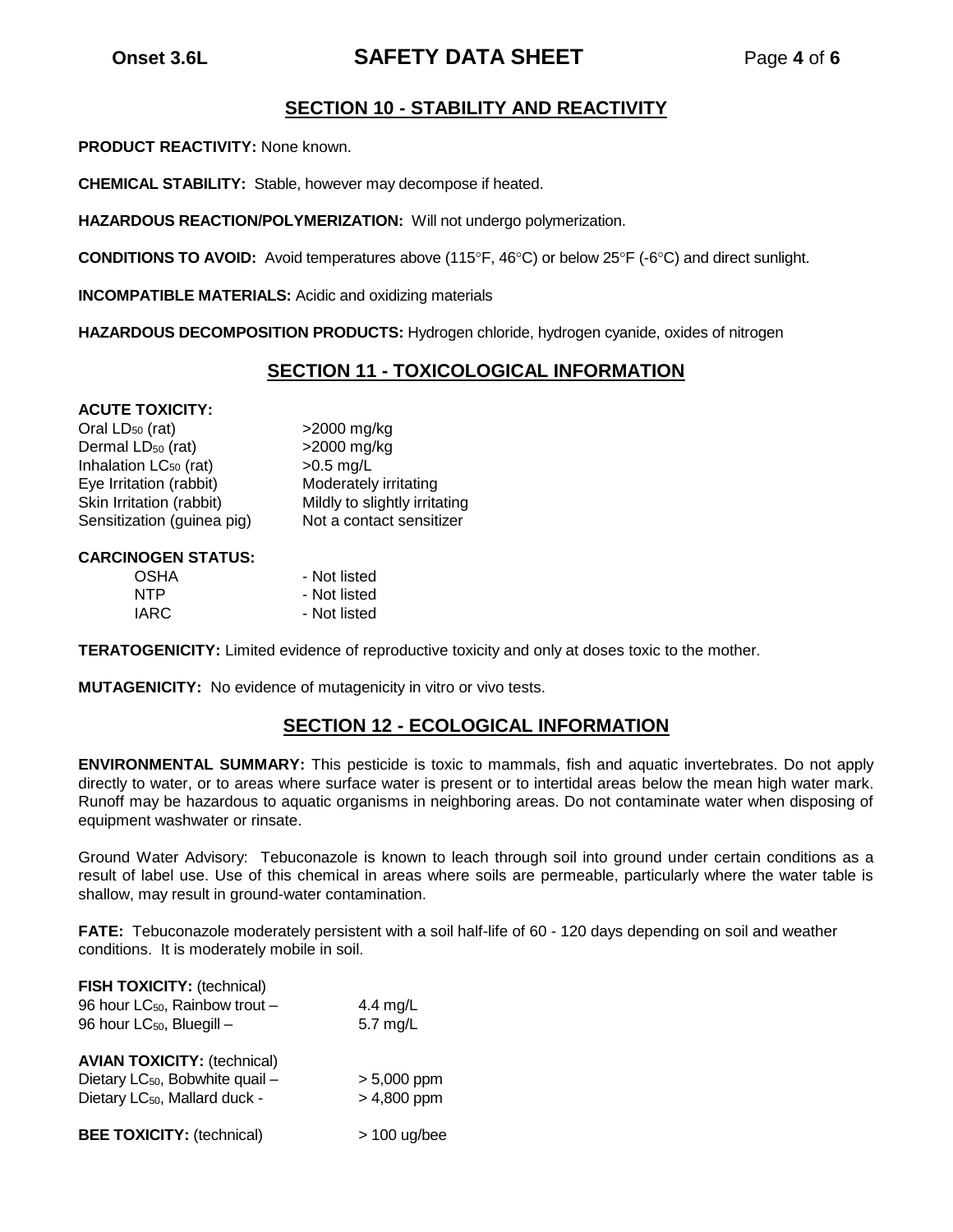## SECTION 10 - STABILITY AND REACTIVITY

**PRODUCT REACTIVITY:** None known.

**CHEMICAL STABILITY:** Stable, however may decompose if heated.

**HAZARDOUS REACTION/POLYMERIZATION:** Will not undergo polymerization.

**CONDITIONS TO AVOID:** Avoid temperatures above (115°F, 46°C) or below 25°F (-6°C) and direct sunlight.

**INCOMPATIBLE MATERIALS:** Acidic and oxidizing materials

**HAZARDOUS DECOMPOSITION PRODUCTS:** Hydrogen chloride, hydrogen cyanide, oxides of nitrogen

## SECTION 11 - TOXICOLOGICAL INFORMATION

**ACUTE TOXICITY:**

| | |
|---|---|
| Oral $LD_{50}$ (rat) | >2000 mg/kg |
| Dermal $LD_{50}$ (rat) | >2000 mg/kg |
| Inhalation $LC_{50}$ (rat) | >0.5 mg/L |
| Eye Irritation (rabbit) | Moderately irritating |
| Skin Irritation (rabbit) | Mildly to slightly irritating |
| Sensitization (guinea pig) | Not a contact sensitizer |

**CARCINOGEN STATUS:**

| | |
|---|---|
| OSHA | - Not listed |
| NTP | - Not listed |
| IARC | - Not listed |

**TERATOGENICITY:** Limited evidence of reproductive toxicity and only at doses toxic to the mother.

**MUTAGENICITY:** No evidence of mutagenicity in vitro or vivo tests.

## SECTION 12 - ECOLOGICAL INFORMATION

**ENVIRONMENTAL SUMMARY:** This pesticide is toxic to mammals, fish and aquatic invertebrates. Do not apply directly to water, or to areas where surface water is present or to intertidal areas below the mean high water mark. Runoff may be hazardous to aquatic organisms in neighboring areas. Do not contaminate water when disposing of equipment washwater or rinsate.

Ground Water Advisory: Tebuconazole is known to leach through soil into ground under certain conditions as a result of label use. Use of this chemical in areas where soils are permeable, particularly where the water table is shallow, may result in ground-water contamination.

**FATE:** Tebuconazole moderately persistent with a soil half-life of 60 - 120 days depending on soil and weather conditions. It is moderately mobile in soil.

**FISH TOXICITY:** (technical)

| | |
|---|---|
| 96 hour $LC_{50}$, Rainbow trout – | 4.4 mg/L |
| 96 hour $LC_{50}$, Bluegill – | 5.7 mg/L |

**AVIAN TOXICITY:** (technical)

| | |
|---|---|
| Dietary $LC_{50}$, Bobwhite quail – | > 5,000 ppm |
| Dietary $LC_{50}$, Mallard duck - | > 4,800 ppm |

**BEE TOXICITY:** (technical) > 100 ug/bee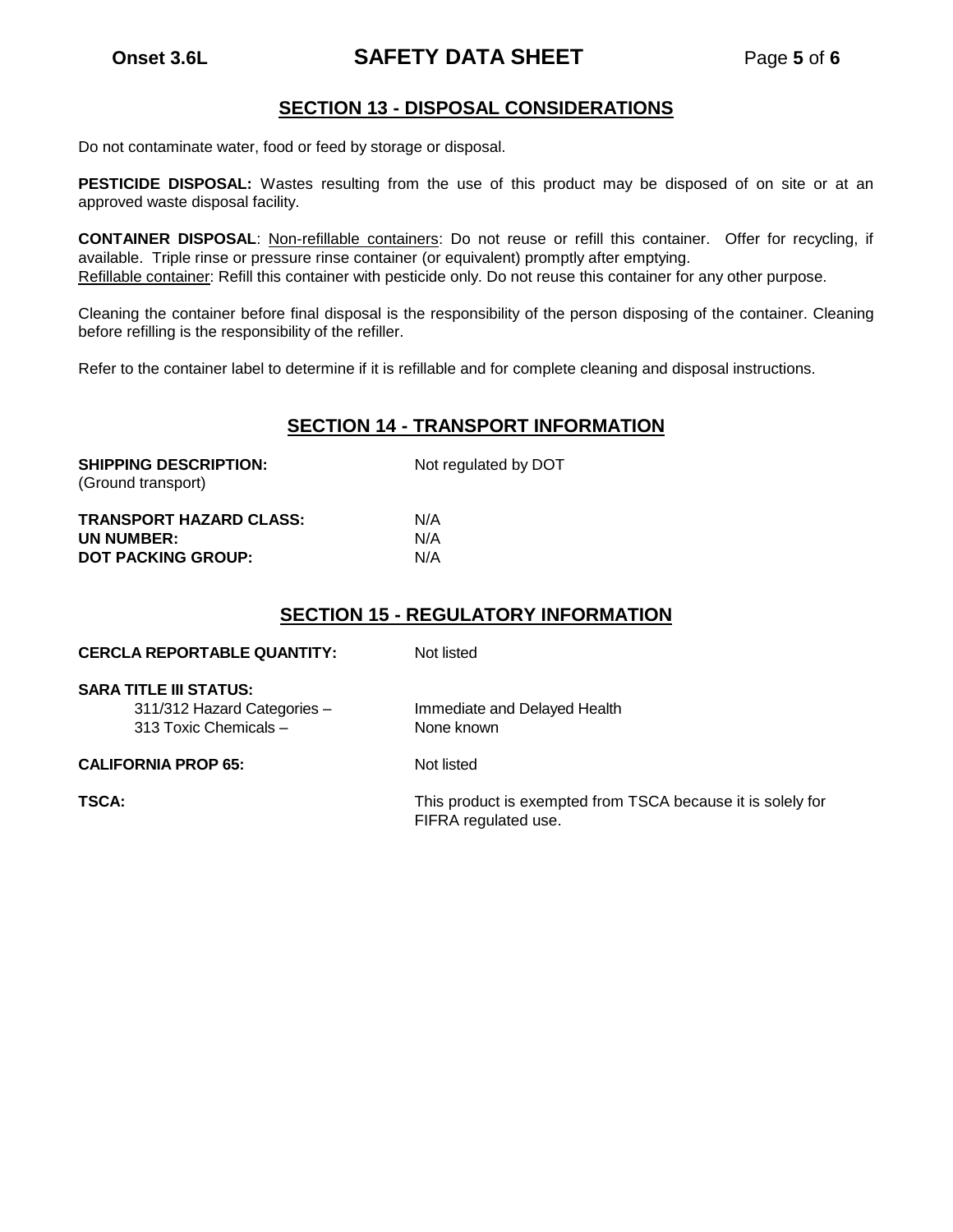## SECTION 13 - DISPOSAL CONSIDERATIONS

Do not contaminate water, food or feed by storage or disposal.

**PESTICIDE DISPOSAL:** Wastes resulting from the use of this product may be disposed of on site or at an approved waste disposal facility.

**CONTAINER DISPOSAL**: Non-refillable containers: Do not reuse or refill this container. Offer for recycling, if available. Triple rinse or pressure rinse container (or equivalent) promptly after emptying.
Refillable container: Refill this container with pesticide only. Do not reuse this container for any other purpose.

Cleaning the container before final disposal is the responsibility of the person disposing of the container. Cleaning before refilling is the responsibility of the refiller.

Refer to the container label to determine if it is refillable and for complete cleaning and disposal instructions.

## SECTION 14 - TRANSPORT INFORMATION

**SHIPPING DESCRIPTION:** (Ground transport) — Not regulated by DOT

**TRANSPORT HAZARD CLASS:** N/A
**UN NUMBER:** N/A
**DOT PACKING GROUP:** N/A

## SECTION 15 - REGULATORY INFORMATION

**CERCLA REPORTABLE QUANTITY:** Not listed

**SARA TITLE III STATUS:**
- 311/312 Hazard Categories – Immediate and Delayed Health
- 313 Toxic Chemicals – None known

**CALIFORNIA PROP 65:** Not listed

**TSCA:** This product is exempted from TSCA because it is solely for FIFRA regulated use.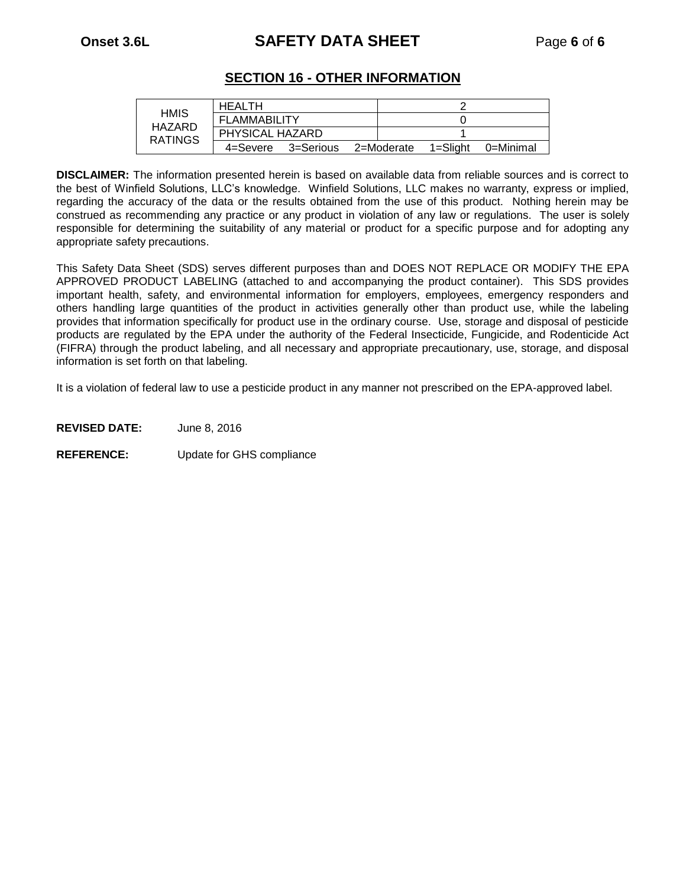## SECTION 16 - OTHER INFORMATION

| | | |
|---|---|---|
| HMIS HAZARD RATINGS | HEALTH | 2 |
| | FLAMMABILITY | 0 |
| | PHYSICAL HAZARD | 1 |
| | 4=Severe 3=Serious 2=Moderate 1=Slight 0=Minimal | |

**DISCLAIMER:** The information presented herein is based on available data from reliable sources and is correct to the best of Winfield Solutions, LLC's knowledge. Winfield Solutions, LLC makes no warranty, express or implied, regarding the accuracy of the data or the results obtained from the use of this product. Nothing herein may be construed as recommending any practice or any product in violation of any law or regulations. The user is solely responsible for determining the suitability of any material or product for a specific purpose and for adopting any appropriate safety precautions.

This Safety Data Sheet (SDS) serves different purposes than and DOES NOT REPLACE OR MODIFY THE EPA APPROVED PRODUCT LABELING (attached to and accompanying the product container). This SDS provides important health, safety, and environmental information for employers, employees, emergency responders and others handling large quantities of the product in activities generally other than product use, while the labeling provides that information specifically for product use in the ordinary course. Use, storage and disposal of pesticide products are regulated by the EPA under the authority of the Federal Insecticide, Fungicide, and Rodenticide Act (FIFRA) through the product labeling, and all necessary and appropriate precautionary, use, storage, and disposal information is set forth on that labeling.

It is a violation of federal law to use a pesticide product in any manner not prescribed on the EPA-approved label.

**REVISED DATE:** June 8, 2016

**REFERENCE:** Update for GHS compliance